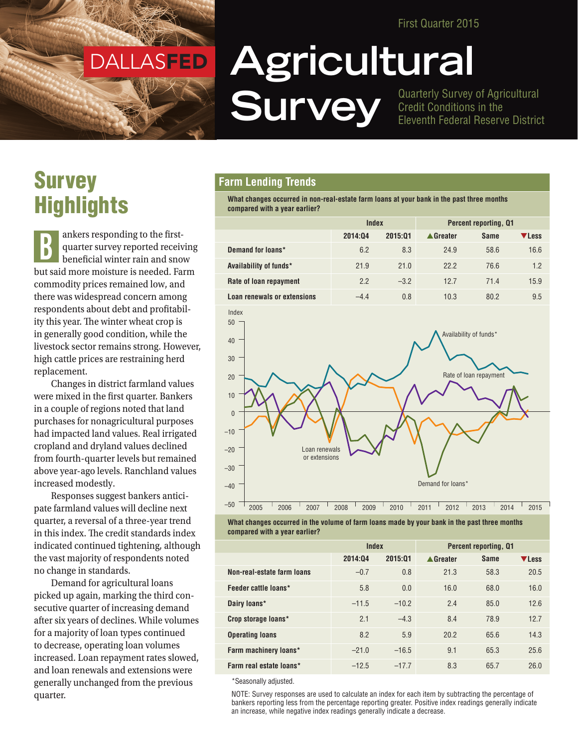First Quarter 2015

DALLASFED

# Agricultural Survey

Quarterly Survey of Agricultural Credit Conditions in the Eleventh Federal Reserve District

## Survey Highlights

Bankers responding to the first-quarter survey reported receiving beneficial winter rain and snow but said more moisture is needed. Farm commodity prices remained low, and there was widespread concern among respondents about debt and profitability this year. The winter wheat crop is in generally good condition, while the livestock sector remains strong. However, high cattle prices are restraining herd replacement.

Changes in district farmland values were mixed in the first quarter. Bankers in a couple of regions noted that land purchases for nonagricultural purposes had impacted land values. Real irrigated cropland and dryland values declined from fourth-quarter levels but remained above year-ago levels. Ranchland values increased modestly.

Responses suggest bankers anticipate farmland values will decline next quarter, a reversal of a three-year trend in this index. The credit standards index indicated continued tightening, although the vast majority of respondents noted no change in standards.

Demand for agricultural loans picked up again, marking the third consecutive quarter of increasing demand after six years of declines. While volumes for a majority of loan types continued to decrease, operating loan volumes increased. Loan repayment rates slowed, and loan renewals and extensions were generally unchanged from the previous quarter.

## Farm Lending Trends

**What changes occurred in non-real-estate farm loans at your bank in the past three months compared with a year earlier?**

| | Index | | Percent reporting, Q1 | | |
|---|---|---|---|---|---|
| | 2014:Q4 | 2015:Q1 | ▲Greater | Same | ▼Less |
| Demand for loans* | 6.2 | 8.3 | 24.9 | 58.6 | 16.6 |
| Availability of funds* | 21.9 | 21.0 | 22.2 | 76.6 | 1.2 |
| Rate of loan repayment | 2.2 | –3.2 | 12.7 | 71.4 | 15.9 |
| Loan renewals or extensions | –4.4 | 0.8 | 10.3 | 80.2 | 9.5 |

**What changes occurred in the volume of farm loans made by your bank in the past three months compared with a year earlier?**

| | Index | | Percent reporting, Q1 | | |
|---|---|---|---|---|---|
| | 2014:Q4 | 2015:Q1 | ▲Greater | Same | ▼Less |
| Non-real-estate farm loans | –0.7 | 0.8 | 21.3 | 58.3 | 20.5 |
| Feeder cattle loans* | 5.8 | 0.0 | 16.0 | 68.0 | 16.0 |
| Dairy loans* | –11.5 | –10.2 | 2.4 | 85.0 | 12.6 |
| Crop storage loans* | 2.1 | –4.3 | 8.4 | 78.9 | 12.7 |
| Operating loans | 8.2 | 5.9 | 20.2 | 65.6 | 14.3 |
| Farm machinery loans* | –21.0 | –16.5 | 9.1 | 65.3 | 25.6 |
| Farm real estate loans* | –12.5 | –17.7 | 8.3 | 65.7 | 26.0 |

*Seasonally adjusted.

NOTE: Survey responses are used to calculate an index for each item by subtracting the percentage of bankers reporting less from the percentage reporting greater. Positive index readings generally indicate an increase, while negative index readings generally indicate a decrease.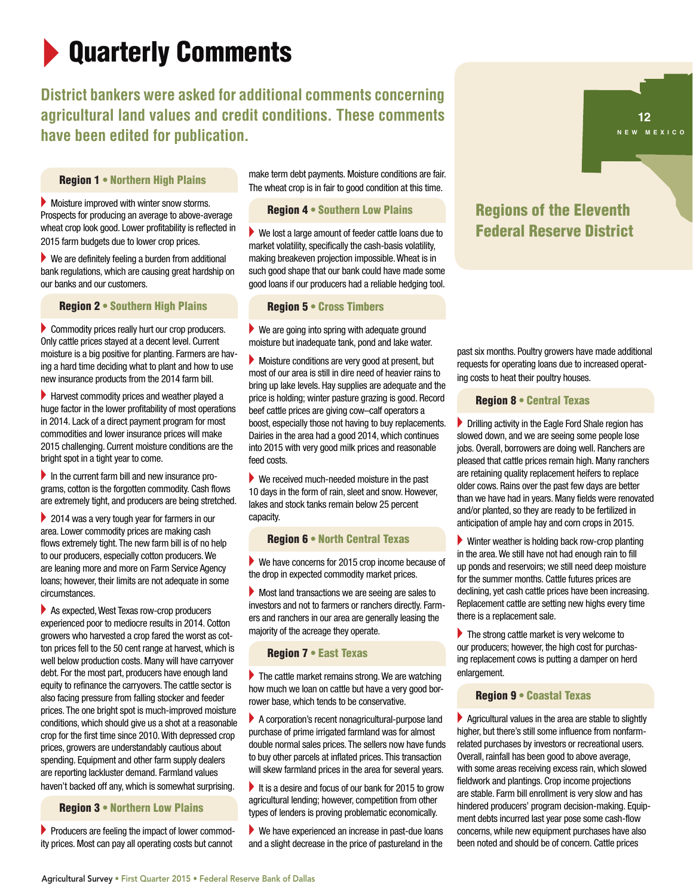# Quarterly Comments

**District bankers were asked for additional comments concerning agricultural land values and credit conditions. These comments have been edited for publication.**

### Region 1 • Northern High Plains

- Moisture improved with winter snow storms. Prospects for producing an average to above-average wheat crop look good. Lower profitability is reflected in 2015 farm budgets due to lower crop prices.
- We are definitely feeling a burden from additional bank regulations, which are causing great hardship on our banks and our customers.

### Region 2 • Southern High Plains

- Commodity prices really hurt our crop producers. Only cattle prices stayed at a decent level. Current moisture is a big positive for planting. Farmers are having a hard time deciding what to plant and how to use new insurance products from the 2014 farm bill.
- Harvest commodity prices and weather played a huge factor in the lower profitability of most operations in 2014. Lack of a direct payment program for most commodities and lower insurance prices will make 2015 challenging. Current moisture conditions are the bright spot in a tight year to come.
- In the current farm bill and new insurance programs, cotton is the forgotten commodity. Cash flows are extremely tight, and producers are being stretched.
- 2014 was a very tough year for farmers in our area. Lower commodity prices are making cash flows extremely tight. The new farm bill is of no help to our producers, especially cotton producers. We are leaning more and more on Farm Service Agency loans; however, their limits are not adequate in some circumstances.
- As expected, West Texas row-crop producers experienced poor to mediocre results in 2014. Cotton growers who harvested a crop fared the worst as cotton prices fell to the 50 cent range at harvest, which is well below production costs. Many will have carryover debt. For the most part, producers have enough land equity to refinance the carryovers. The cattle sector is also facing pressure from falling stocker and feeder prices. The one bright spot is much-improved moisture conditions, which should give us a shot at a reasonable crop for the first time since 2010. With depressed crop prices, growers are understandably cautious about spending. Equipment and other farm supply dealers are reporting lackluster demand. Farmland values haven't backed off any, which is somewhat surprising.

### Region 3 • Northern Low Plains

- Producers are feeling the impact of lower commodity prices. Most can pay all operating costs but cannot make term debt payments. Moisture conditions are fair. The wheat crop is in fair to good condition at this time.

### Region 4 • Southern Low Plains

- We lost a large amount of feeder cattle loans due to market volatility, specifically the cash-basis volatility, making breakeven projection impossible. Wheat is in such good shape that our bank could have made some good loans if our producers had a reliable hedging tool.

### Region 5 • Cross Timbers

- We are going into spring with adequate ground moisture but inadequate tank, pond and lake water.
- Moisture conditions are very good at present, but most of our area is still in dire need of heavier rains to bring up lake levels. Hay supplies are adequate and the price is holding; winter pasture grazing is good. Record beef cattle prices are giving cow–calf operators a boost, especially those not having to buy replacements. Dairies in the area had a good 2014, which continues into 2015 with very good milk prices and reasonable feed costs.
- We received much-needed moisture in the past 10 days in the form of rain, sleet and snow. However, lakes and stock tanks remain below 25 percent capacity.

### Region 6 • North Central Texas

- We have concerns for 2015 crop income because of the drop in expected commodity market prices.
- Most land transactions we are seeing are sales to investors and not to farmers or ranchers directly. Farmers and ranchers in our area are generally leasing the majority of the acreage they operate.

### Region 7 • East Texas

- The cattle market remains strong. We are watching how much we loan on cattle but have a very good borrower base, which tends to be conservative.
- A corporation's recent nonagricultural-purpose land purchase of prime irrigated farmland was for almost double normal sales prices. The sellers now have funds to buy other parcels at inflated prices. This transaction will skew farmland prices in the area for several years.
- It is a desire and focus of our bank for 2015 to grow agricultural lending; however, competition from other types of lenders is proving problematic economically.
- We have experienced an increase in past-due loans and a slight decrease in the price of pastureland in the past six months. Poultry growers have made additional requests for operating loans due to increased operating costs to heat their poultry houses.

**Regions of the Eleventh Federal Reserve District**

### Region 8 • Central Texas

- Drilling activity in the Eagle Ford Shale region has slowed down, and we are seeing some people lose jobs. Overall, borrowers are doing well. Ranchers are pleased that cattle prices remain high. Many ranchers are retaining quality replacement heifers to replace older cows. Rains over the past few days are better than we have had in years. Many fields were renovated and/or planted, so they are ready to be fertilized in anticipation of ample hay and corn crops in 2015.
- Winter weather is holding back row-crop planting in the area. We still have not had enough rain to fill up ponds and reservoirs; we still need deep moisture for the summer months. Cattle futures prices are declining, yet cash cattle prices have been increasing. Replacement cattle are setting new highs every time there is a replacement sale.
- The strong cattle market is very welcome to our producers; however, the high cost for purchasing replacement cows is putting a damper on herd enlargement.

### Region 9 • Coastal Texas

- Agricultural values in the area are stable to slightly higher, but there's still some influence from nonfarm-related purchases by investors or recreational users. Overall, rainfall has been good to above average, with some areas receiving excess rain, which slowed fieldwork and plantings. Crop income projections are stable. Farm bill enrollment is very slow and has hindered producers' program decision-making. Equipment debts incurred last year pose some cash-flow concerns, while new equipment purchases have also been noted and should be of concern. Cattle prices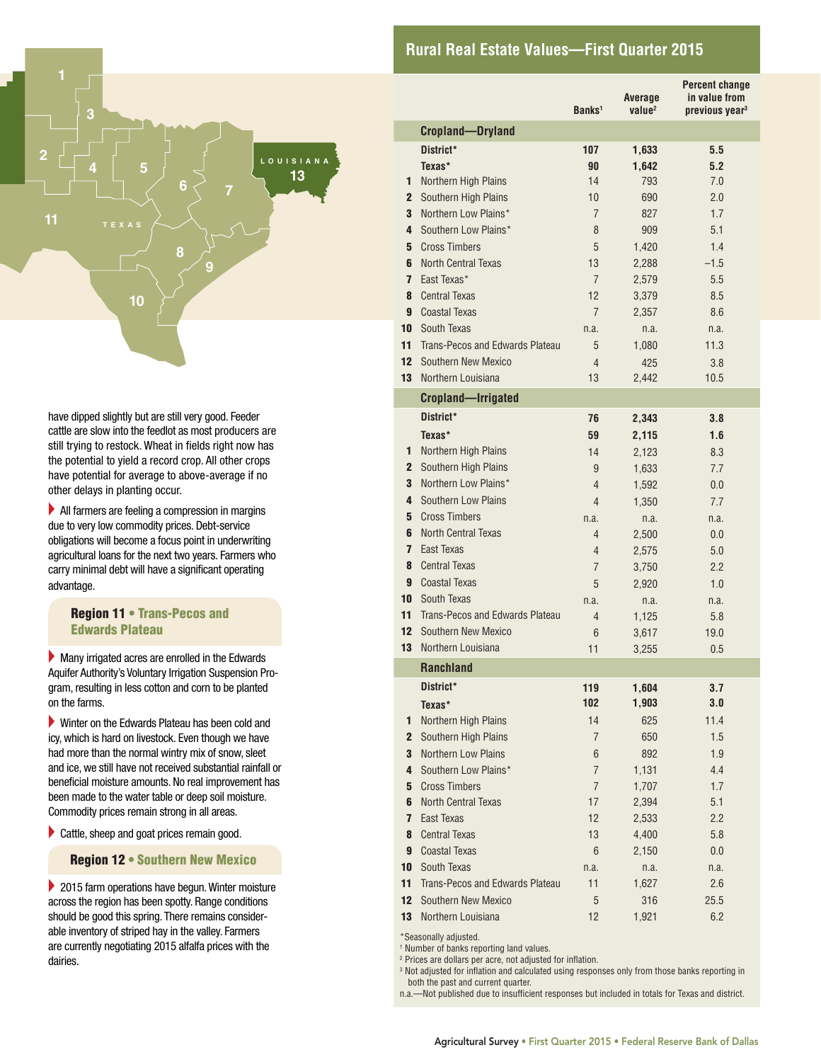have dipped slightly but are still very good. Feeder cattle are slow into the feedlot as most producers are still trying to restock. Wheat in fields right now has the potential to yield a record crop. All other crops have potential for average to above-average if no other delays in planting occur.

- All farmers are feeling a compression in margins due to very low commodity prices. Debt-service obligations will become a focus point in underwriting agricultural loans for the next two years. Farmers who carry minimal debt will have a significant operating advantage.

### Region 11 • Trans-Pecos and Edwards Plateau

- Many irrigated acres are enrolled in the Edwards Aquifer Authority's Voluntary Irrigation Suspension Program, resulting in less cotton and corn to be planted on the farms.
- Winter on the Edwards Plateau has been cold and icy, which is hard on livestock. Even though we have had more than the normal wintry mix of snow, sleet and ice, we still have not received substantial rainfall or beneficial moisture amounts. No real improvement has been made to the water table or deep soil moisture. Commodity prices remain strong in all areas.
- Cattle, sheep and goat prices remain good.

### Region 12 • Southern New Mexico

- 2015 farm operations have begun. Winter moisture across the region has been spotty. Range conditions should be good this spring. There remains considerable inventory of striped hay in the valley. Farmers are currently negotiating 2015 alfalfa prices with the dairies.

## Rural Real Estate Values—First Quarter 2015

| | | Banks[1] | Average value[2] | Percent change in value from previous year[3] |
|---|---|---|---|---|
| | **Cropland—Dryland** | | | |
| | **District*** | **107** | **1,633** | **5.5** |
| | **Texas*** | **90** | **1,642** | **5.2** |
| 1 | Northern High Plains | 14 | 793 | 7.0 |
| 2 | Southern High Plains | 10 | 690 | 2.0 |
| 3 | Northern Low Plains* | 7 | 827 | 1.7 |
| 4 | Southern Low Plains* | 8 | 909 | 5.1 |
| 5 | Cross Timbers | 5 | 1,420 | 1.4 |
| 6 | North Central Texas | 13 | 2,288 | –1.5 |
| 7 | East Texas* | 7 | 2,579 | 5.5 |
| 8 | Central Texas | 12 | 3,379 | 8.5 |
| 9 | Coastal Texas | 7 | 2,357 | 8.6 |
| 10 | South Texas | n.a. | n.a. | n.a. |
| 11 | Trans-Pecos and Edwards Plateau | 5 | 1,080 | 11.3 |
| 12 | Southern New Mexico | 4 | 425 | 3.8 |
| 13 | Northern Louisiana | 13 | 2,442 | 10.5 |
| | **Cropland—Irrigated** | | | |
| | **District*** | **76** | **2,343** | **3.8** |
| | **Texas*** | **59** | **2,115** | **1.6** |
| 1 | Northern High Plains | 14 | 2,123 | 8.3 |
| 2 | Southern High Plains | 9 | 1,633 | 7.7 |
| 3 | Northern Low Plains* | 4 | 1,592 | 0.0 |
| 4 | Southern Low Plains | 4 | 1,350 | 7.7 |
| 5 | Cross Timbers | n.a. | n.a. | n.a. |
| 6 | North Central Texas | 4 | 2,500 | 0.0 |
| 7 | East Texas | 4 | 2,575 | 5.0 |
| 8 | Central Texas | 7 | 3,750 | 2.2 |
| 9 | Coastal Texas | 5 | 2,920 | 1.0 |
| 10 | South Texas | n.a. | n.a. | n.a. |
| 11 | Trans-Pecos and Edwards Plateau | 4 | 1,125 | 5.8 |
| 12 | Southern New Mexico | 6 | 3,617 | 19.0 |
| 13 | Northern Louisiana | 11 | 3,255 | 0.5 |
| | **Ranchland** | | | |
| | **District*** | **119** | **1,604** | **3.7** |
| | **Texas*** | **102** | **1,903** | **3.0** |
| 1 | Northern High Plains | 14 | 625 | 11.4 |
| 2 | Southern High Plains | 7 | 650 | 1.5 |
| 3 | Northern Low Plains | 6 | 892 | 1.9 |
| 4 | Southern Low Plains* | 7 | 1,131 | 4.4 |
| 5 | Cross Timbers | 7 | 1,707 | 1.7 |
| 6 | North Central Texas | 17 | 2,394 | 5.1 |
| 7 | East Texas | 12 | 2,533 | 2.2 |
| 8 | Central Texas | 13 | 4,400 | 5.8 |
| 9 | Coastal Texas | 6 | 2,150 | 0.0 |
| 10 | South Texas | n.a. | n.a. | n.a. |
| 11 | Trans-Pecos and Edwards Plateau | 11 | 1,627 | 2.6 |
| 12 | Southern New Mexico | 5 | 316 | 25.5 |
| 13 | Northern Louisiana | 12 | 1,921 | 6.2 |

*Seasonally adjusted.
[1] Number of banks reporting land values.
[2] Prices are dollars per acre, not adjusted for inflation.
[3] Not adjusted for inflation and calculated using responses only from those banks reporting in both the past and current quarter.
n.a.—Not published due to insufficient responses but included in totals for Texas and district.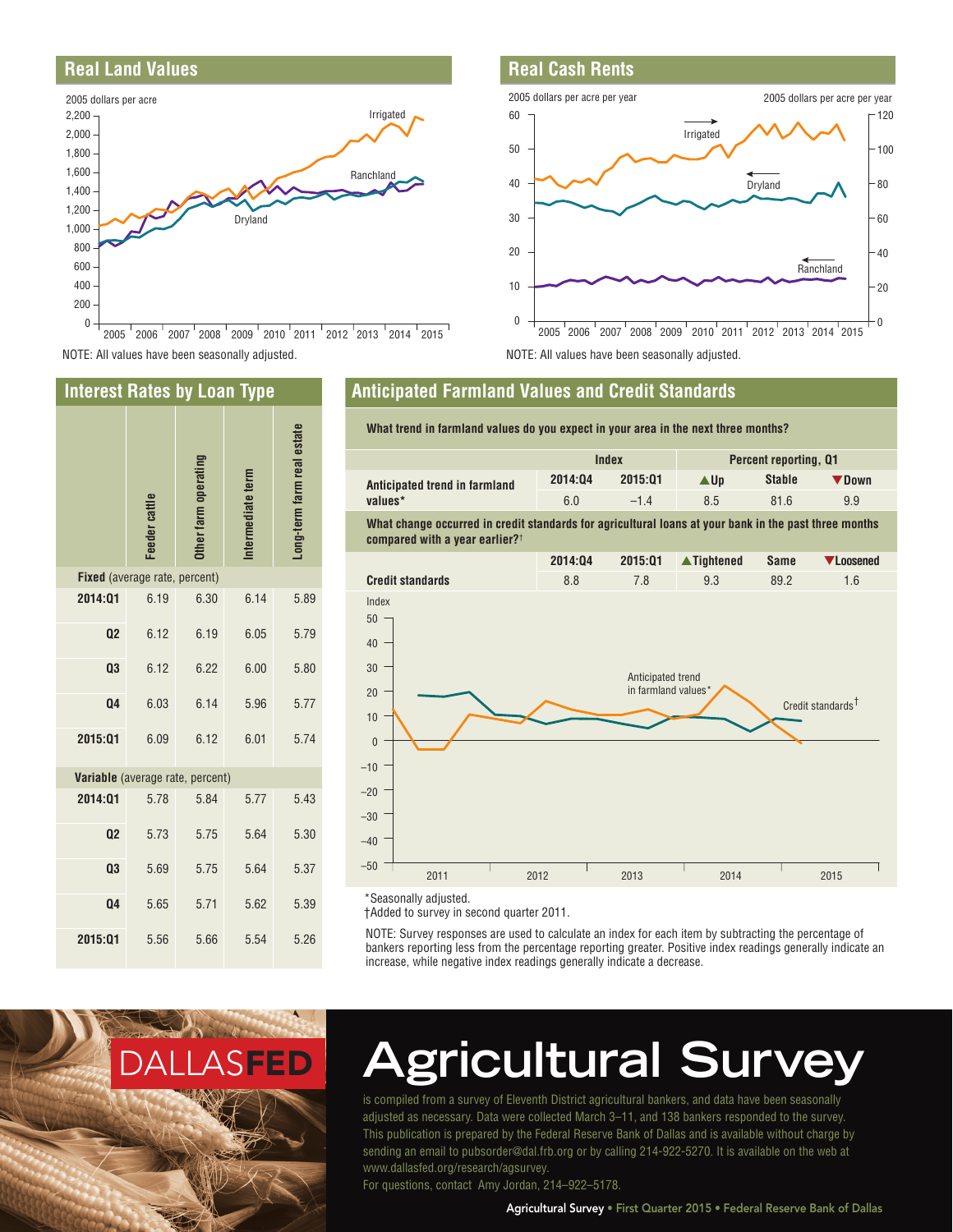## Real Land Values

2005 dollars per acre

2,200
2,000
1,800
1,600
1,400
1,200
1,000
800
600
400
200
0

2005 2006 2007 2008 2009 2010 2011 2012 2013 2014 2015

Irrigated
Ranchland
Dryland

NOTE: All values have been seasonally adjusted.

## Real Cash Rents

2005 dollars per acre per year

60
50
40
30
20
10
0

2005 dollars per acre per year

120
100
80
60
40
20
0

2005 2006 2007 2008 2009 2010 2011 2012 2013 2014 2015

Irrigated
Dryland
Ranchland

NOTE: All values have been seasonally adjusted.

## Interest Rates by Loan Type

| | Feeder cattle | Other farm operating | Intermediate term | Long-term farm real estate |
|---|---|---|---|---|
| **Fixed** (average rate, percent) | | | | |
| **2014:Q1** | 6.19 | 6.30 | 6.14 | 5.89 |
| **Q2** | 6.12 | 6.19 | 6.05 | 5.79 |
| **Q3** | 6.12 | 6.22 | 6.00 | 5.80 |
| **Q4** | 6.03 | 6.14 | 5.96 | 5.77 |
| **2015:Q1** | 6.09 | 6.12 | 6.01 | 5.74 |
| **Variable** (average rate, percent) | | | | |
| **2014:Q1** | 5.78 | 5.84 | 5.77 | 5.43 |
| **Q2** | 5.73 | 5.75 | 5.64 | 5.30 |
| **Q3** | 5.69 | 5.75 | 5.64 | 5.37 |
| **Q4** | 5.65 | 5.71 | 5.62 | 5.39 |
| **2015:Q1** | 5.56 | 5.66 | 5.54 | 5.26 |

## Anticipated Farmland Values and Credit Standards

**What trend in farmland values do you expect in your area in the next three months?**

| | Index | | Percent reporting, Q1 | | |
|---|---|---|---|---|---|
| | 2014:Q4 | 2015:Q1 | ▲Up | Stable | ▼Down |
| **Anticipated trend in farmland values*** | 6.0 | −1.4 | 8.5 | 81.6 | 9.9 |

**What change occurred in credit standards for agricultural loans at your bank in the past three months compared with a year earlier?†**

| | 2014:Q4 | 2015:Q1 | ▲Tightened | Same | ▼Loosened |
|---|---|---|---|---|---|
| **Credit standards** | 8.8 | 7.8 | 9.3 | 89.2 | 1.6 |

Index

50
40
30
20
10
0
−10
−20
−30
−40
−50

2011 2012 2013 2014 2015

Anticipated trend in farmland values*
Credit standards†

*Seasonally adjusted.
†Added to survey in second quarter 2011.

NOTE: Survey responses are used to calculate an index for each item by subtracting the percentage of bankers reporting less from the percentage reporting greater. Positive index readings generally indicate an increase, while negative index readings generally indicate a decrease.

DALLASFED

# Agricultural Survey

is compiled from a survey of Eleventh District agricultural bankers, and data have been seasonally adjusted as necessary. Data were collected March 3–11, and 138 bankers responded to the survey. This publication is prepared by the Federal Reserve Bank of Dallas and is available without charge by sending an email to pubsorder@dal.frb.org or by calling 214-922-5270. It is available on the web at www.dallasfed.org/research/agsurvey.

For questions, contact Amy Jordan, 214–922–5178.